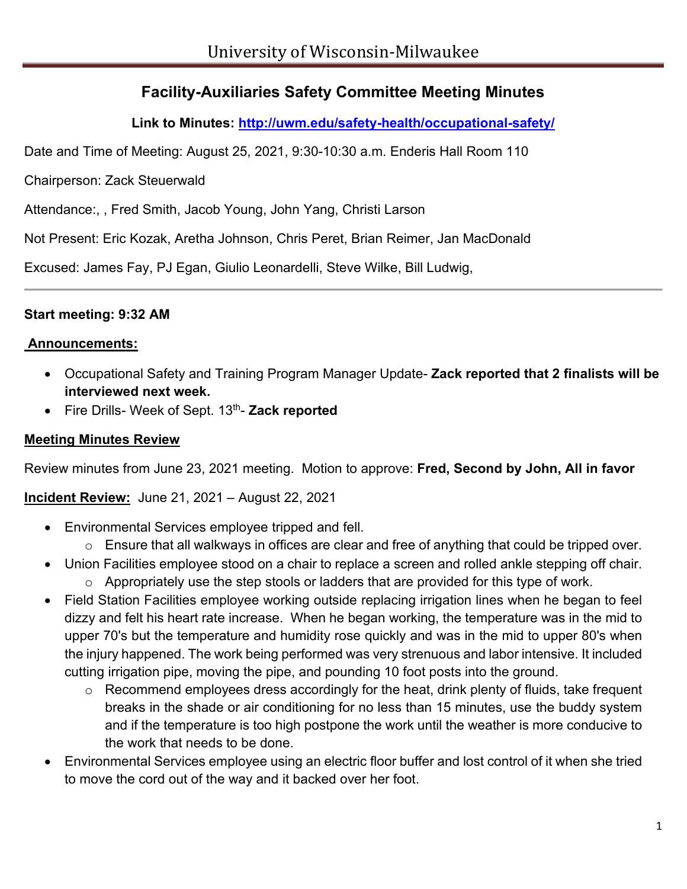University of Wisconsin-Milwaukee

# Facility-Auxiliaries Safety Committee Meeting Minutes

**Link to Minutes: http://uwm.edu/safety-health/occupational-safety/**

Date and Time of Meeting: August 25, 2021, 9:30-10:30 a.m. Enderis Hall Room 110

Chairperson: Zack Steuerwald

Attendance:, , Fred Smith, Jacob Young, John Yang, Christi Larson

Not Present: Eric Kozak, Aretha Johnson, Chris Peret, Brian Reimer, Jan MacDonald

Excused: James Fay, PJ Egan, Giulio Leonardelli, Steve Wilke, Bill Ludwig,

---

**Start meeting: 9:32 AM**

**Announcements:**

- Occupational Safety and Training Program Manager Update- **Zack reported that 2 finalists will be interviewed next week.**
- Fire Drills- Week of Sept. 13th- **Zack reported**

**Meeting Minutes Review**

Review minutes from June 23, 2021 meeting. Motion to approve: **Fred, Second by John, All in favor**

**Incident Review:** June 21, 2021 – August 22, 2021

- Environmental Services employee tripped and fell.
  - Ensure that all walkways in offices are clear and free of anything that could be tripped over.
- Union Facilities employee stood on a chair to replace a screen and rolled ankle stepping off chair.
  - Appropriately use the step stools or ladders that are provided for this type of work.
- Field Station Facilities employee working outside replacing irrigation lines when he began to feel dizzy and felt his heart rate increase. When he began working, the temperature was in the mid to upper 70's but the temperature and humidity rose quickly and was in the mid to upper 80's when the injury happened. The work being performed was very strenuous and labor intensive. It included cutting irrigation pipe, moving the pipe, and pounding 10 foot posts into the ground.
  - Recommend employees dress accordingly for the heat, drink plenty of fluids, take frequent breaks in the shade or air conditioning for no less than 15 minutes, use the buddy system and if the temperature is too high postpone the work until the weather is more conducive to the work that needs to be done.
- Environmental Services employee using an electric floor buffer and lost control of it when she tried to move the cord out of the way and it backed over her foot.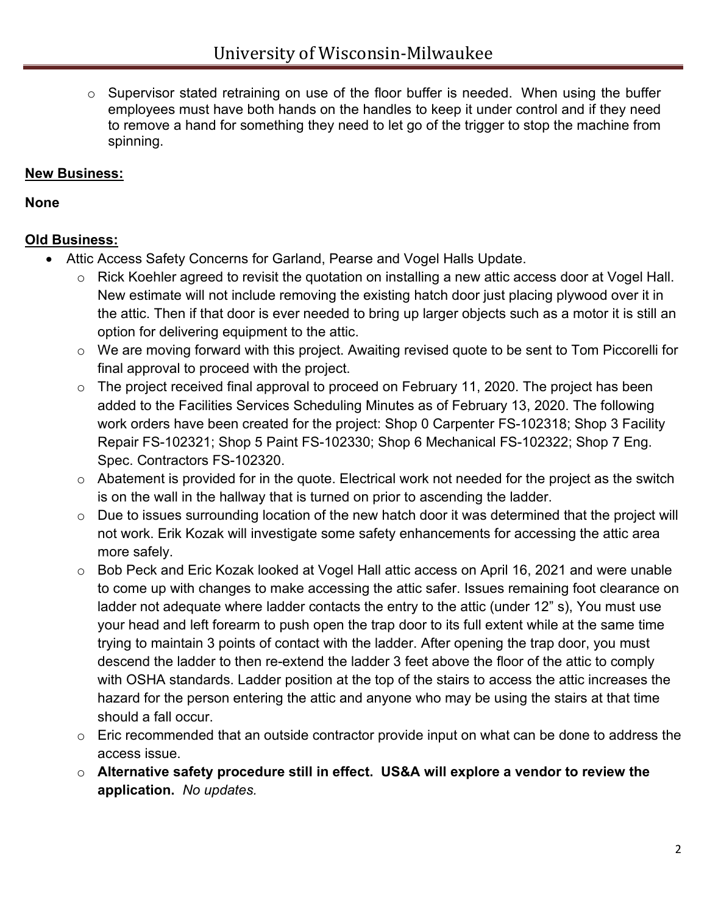- Supervisor stated retraining on use of the floor buffer is needed. When using the buffer employees must have both hands on the handles to keep it under control and if they need to remove a hand for something they need to let go of the trigger to stop the machine from spinning.

**New Business:**

**None**

**Old Business:**

- Attic Access Safety Concerns for Garland, Pearse and Vogel Halls Update.
  - Rick Koehler agreed to revisit the quotation on installing a new attic access door at Vogel Hall. New estimate will not include removing the existing hatch door just placing plywood over it in the attic. Then if that door is ever needed to bring up larger objects such as a motor it is still an option for delivering equipment to the attic.
  - We are moving forward with this project. Awaiting revised quote to be sent to Tom Piccorelli for final approval to proceed with the project.
  - The project received final approval to proceed on February 11, 2020. The project has been added to the Facilities Services Scheduling Minutes as of February 13, 2020. The following work orders have been created for the project: Shop 0 Carpenter FS-102318; Shop 3 Facility Repair FS-102321; Shop 5 Paint FS-102330; Shop 6 Mechanical FS-102322; Shop 7 Eng. Spec. Contractors FS-102320.
  - Abatement is provided for in the quote. Electrical work not needed for the project as the switch is on the wall in the hallway that is turned on prior to ascending the ladder.
  - Due to issues surrounding location of the new hatch door it was determined that the project will not work. Erik Kozak will investigate some safety enhancements for accessing the attic area more safely.
  - Bob Peck and Eric Kozak looked at Vogel Hall attic access on April 16, 2021 and were unable to come up with changes to make accessing the attic safer. Issues remaining foot clearance on ladder not adequate where ladder contacts the entry to the attic (under 12" s), You must use your head and left forearm to push open the trap door to its full extent while at the same time trying to maintain 3 points of contact with the ladder. After opening the trap door, you must descend the ladder to then re-extend the ladder 3 feet above the floor of the attic to comply with OSHA standards. Ladder position at the top of the stairs to access the attic increases the hazard for the person entering the attic and anyone who may be using the stairs at that time should a fall occur.
  - Eric recommended that an outside contractor provide input on what can be done to address the access issue.
  - **Alternative safety procedure still in effect. US&A will explore a vendor to review the application.** *No updates.*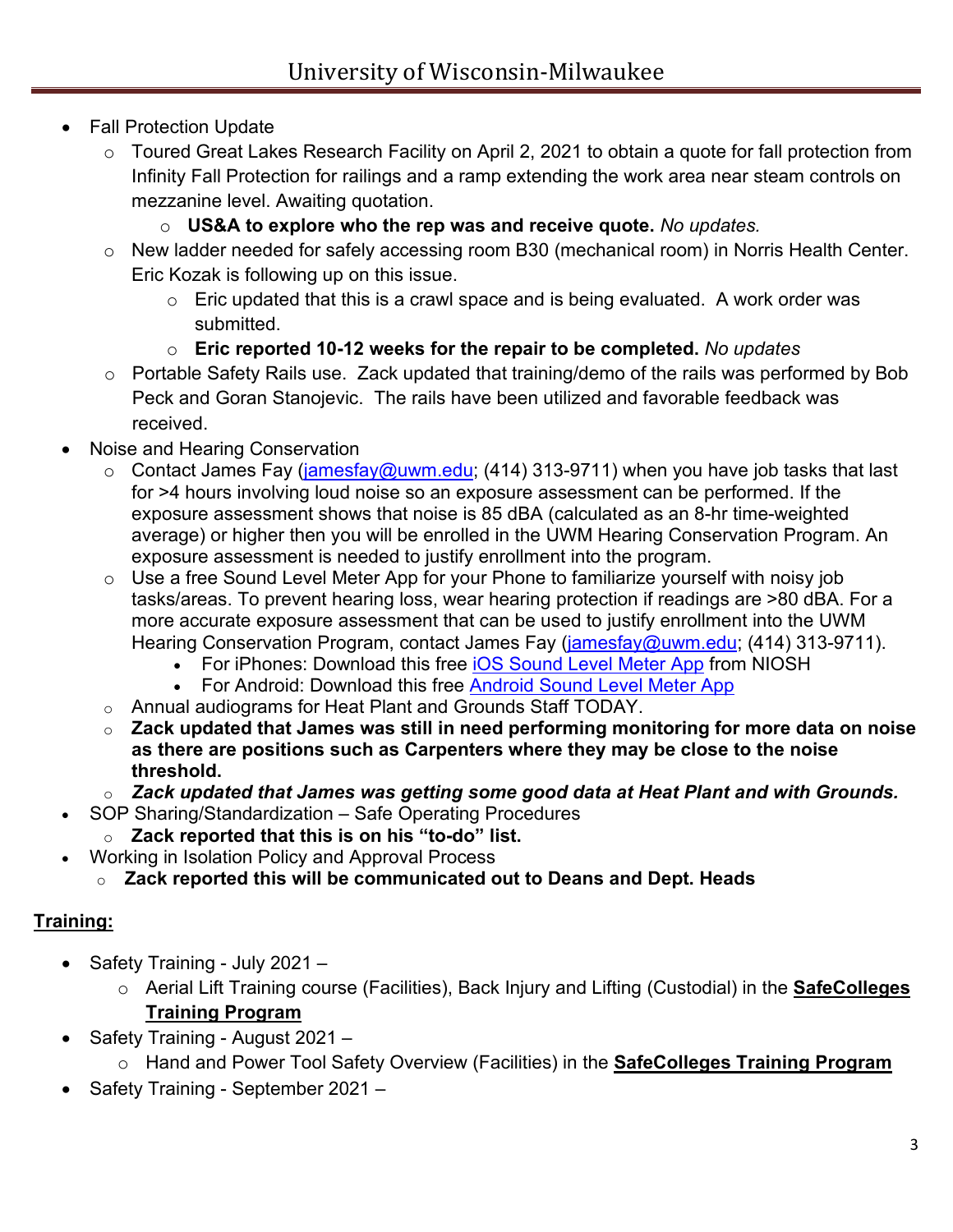- Fall Protection Update
  - Toured Great Lakes Research Facility on April 2, 2021 to obtain a quote for fall protection from Infinity Fall Protection for railings and a ramp extending the work area near steam controls on mezzanine level. Awaiting quotation.
    - **US&A to explore who the rep was and receive quote.** *No updates.*
  - New ladder needed for safely accessing room B30 (mechanical room) in Norris Health Center. Eric Kozak is following up on this issue.
    - Eric updated that this is a crawl space and is being evaluated. A work order was submitted.
    - **Eric reported 10-12 weeks for the repair to be completed.** *No updates*
  - Portable Safety Rails use. Zack updated that training/demo of the rails was performed by Bob Peck and Goran Stanojevic. The rails have been utilized and favorable feedback was received.
- Noise and Hearing Conservation
  - Contact James Fay (jamesfay@uwm.edu; (414) 313-9711) when you have job tasks that last for >4 hours involving loud noise so an exposure assessment can be performed. If the exposure assessment shows that noise is 85 dBA (calculated as an 8-hr time-weighted average) or higher then you will be enrolled in the UWM Hearing Conservation Program. An exposure assessment is needed to justify enrollment into the program.
  - Use a free Sound Level Meter App for your Phone to familiarize yourself with noisy job tasks/areas. To prevent hearing loss, wear hearing protection if readings are >80 dBA. For a more accurate exposure assessment that can be used to justify enrollment into the UWM Hearing Conservation Program, contact James Fay (jamesfay@uwm.edu; (414) 313-9711).
    - For iPhones: Download this free iOS Sound Level Meter App from NIOSH
    - For Android: Download this free Android Sound Level Meter App
  - Annual audiograms for Heat Plant and Grounds Staff TODAY.
  - **Zack updated that James was still in need performing monitoring for more data on noise as there are positions such as Carpenters where they may be close to the noise threshold.**
  - ***Zack updated that James was getting some good data at Heat Plant and with Grounds.***
- SOP Sharing/Standardization – Safe Operating Procedures
  - **Zack reported that this is on his "to-do" list.**
- Working in Isolation Policy and Approval Process
  - **Zack reported this will be communicated out to Deans and Dept. Heads**

## Training:

- Safety Training - July 2021 –
  - Aerial Lift Training course (Facilities), Back Injury and Lifting (Custodial) in the **SafeColleges Training Program**
- Safety Training - August 2021 –
  - Hand and Power Tool Safety Overview (Facilities) in the **SafeColleges Training Program**
- Safety Training - September 2021 –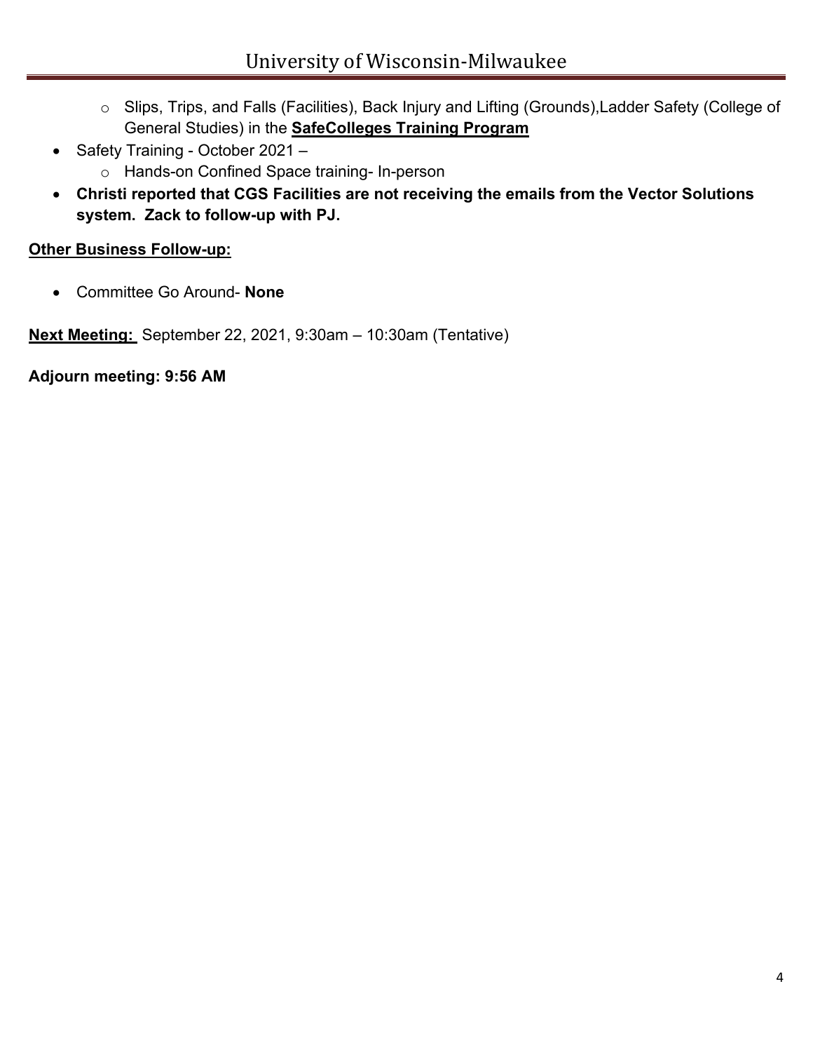- Slips, Trips, and Falls (Facilities), Back Injury and Lifting (Grounds),Ladder Safety (College of General Studies) in the **SafeColleges Training Program**
- Safety Training - October 2021 –
    - Hands-on Confined Space training- In-person
- **Christi reported that CGS Facilities are not receiving the emails from the Vector Solutions system. Zack to follow-up with PJ.**

**Other Business Follow-up:**

- Committee Go Around- **None**

**Next Meeting:** September 22, 2021, 9:30am – 10:30am (Tentative)

**Adjourn meeting: 9:56 AM**